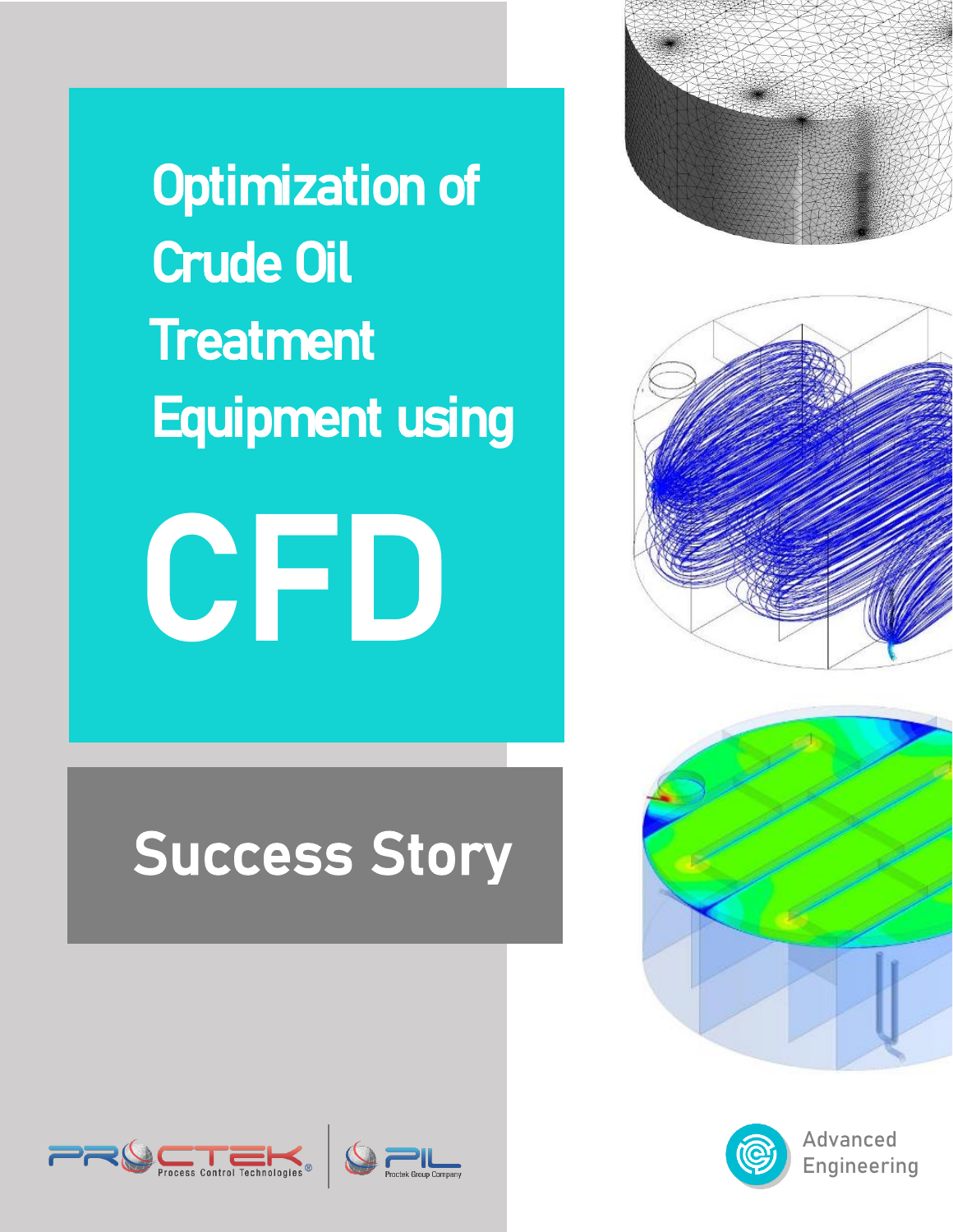# Optimization of Crude Oil Treatment Equipment using CFD

## Success Story

Process Control Technologies

Proctek Group Company

Advanced Engineering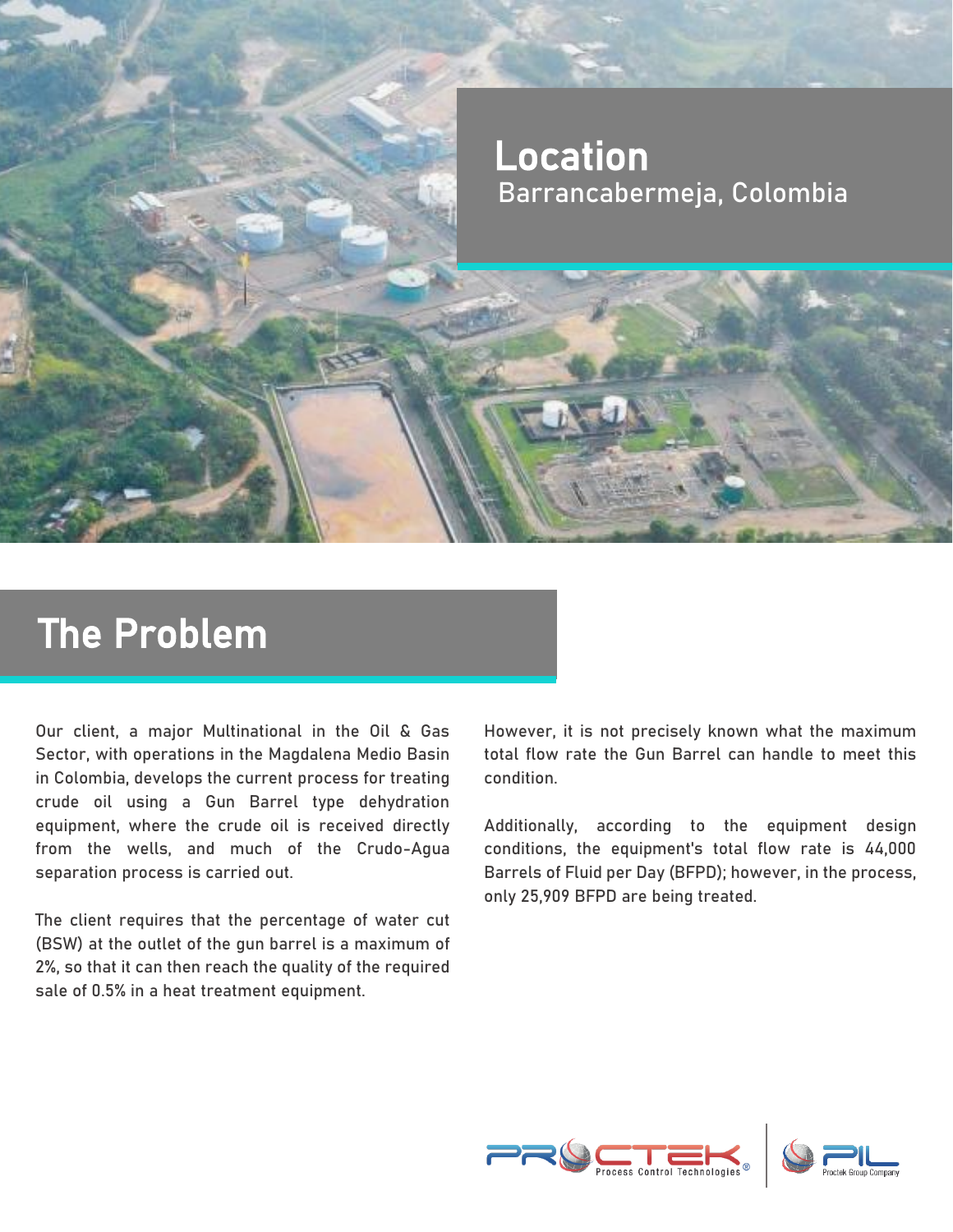## Location

Barrancabermeja, Colombia

## The Problem

Our client, a major Multinational in the Oil & Gas Sector, with operations in the Magdalena Medio Basin in Colombia, develops the current process for treating crude oil using a Gun Barrel type dehydration equipment, where the crude oil is received directly from the wells, and much of the Crudo-Agua separation process is carried out.

The client requires that the percentage of water cut (BSW) at the outlet of the gun barrel is a maximum of 2%, so that it can then reach the quality of the required sale of 0.5% in a heat treatment equipment.

However, it is not precisely known what the maximum total flow rate the Gun Barrel can handle to meet this condition.

Additionally, according to the equipment design conditions, the equipment's total flow rate is 44,000 Barrels of Fluid per Day (BFPD); however, in the process, only 25,909 BFPD are being treated.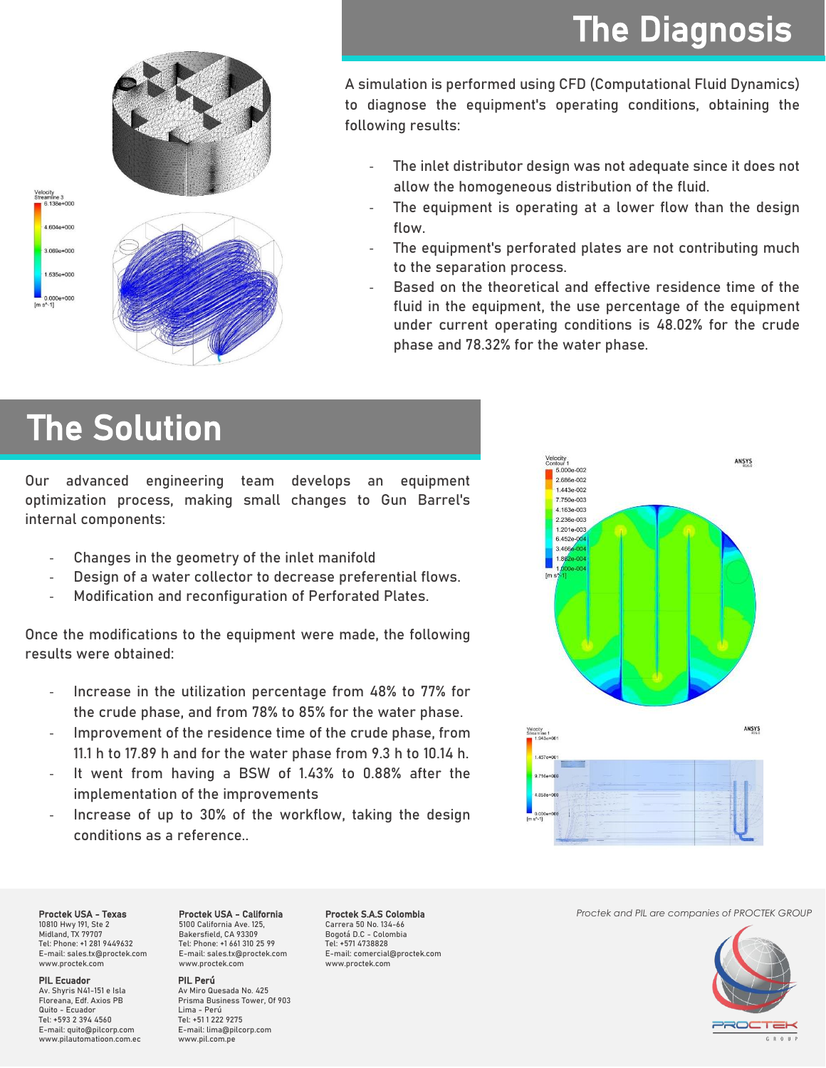## The Diagnosis

A simulation is performed using CFD (Computational Fluid Dynamics) to diagnose the equipment's operating conditions, obtaining the following results:

- The inlet distributor design was not adequate since it does not allow the homogeneous distribution of the fluid.
- The equipment is operating at a lower flow than the design flow.
- The equipment's perforated plates are not contributing much to the separation process.
- Based on the theoretical and effective residence time of the fluid in the equipment, the use percentage of the equipment under current operating conditions is 48.02% for the crude phase and 78.32% for the water phase.

Velocity
Streamline 3
6.138e+000
4.604e+000
3.069e+000
1.535e+000
0.000e+000
[m s^-1]

## The Solution

Our advanced engineering team develops an equipment optimization process, making small changes to Gun Barrel's internal components:

- Changes in the geometry of the inlet manifold
- Design of a water collector to decrease preferential flows.
- Modification and reconfiguration of Perforated Plates.

Once the modifications to the equipment were made, the following results were obtained:

- Increase in the utilization percentage from 48% to 77% for the crude phase, and from 78% to 85% for the water phase.
- Improvement of the residence time of the crude phase, from 11.1 h to 17.89 h and for the water phase from 9.3 h to 10.14 h.
- It went from having a BSW of 1.43% to 0.88% after the implementation of the improvements
- Increase of up to 30% of the workflow, taking the design conditions as a reference..

Velocity
Contour 1
5.000e-002
2.686e-002
1.443e-002
7.750e-003
4.163e-003
2.236e-003
1.201e-003
6.452e-004
3.466e-004
1.862e-004
1.000e-004
[m s^-1]
ANSYS

Velocity
Streamline 1
1.943e+001
1.457e+001
9.716e+000
4.858e+000
0.000e+000
[m s^-1]
ANSYS

**Proctek USA - Texas**
10810 Hwy 191, Ste 2
Midland, TX 79707
Tel: Phone: +1 281 9449632
E-mail: sales.tx@proctek.com
www.proctek.com

**Proctek USA - California**
5100 California Ave. 125,
Bakersfield, CA 93309
Tel: Phone: +1 661 310 25 99
E-mail: sales.tx@proctek.com
www.proctek.com

**Proctek S.A.S Colombia**
Carrera 50 No. 134-66
Bogotá D.C - Colombia
Tel: +571 4738828
E-mail: comercial@proctek.com
www.proctek.com

**PIL Ecuador**
Av. Shyris N41-151 e Isla
Floreana, Edf. Axios PB
Quito - Ecuador
Tel: +593 2 394 4560
E-mail: quito@pilcorp.com
www.pilautomatioon.com.ec

**PIL Perú**
Av Miro Quesada No. 425
Prisma Business Tower, Of 903
Lima - Perú
Tel: +51 1 222 9275
E-mail: lima@pilcorp.com
www.pil.com.pe

*Proctek and PIL are companies of PROCTEK GROUP*

PROCTEK
GROUP